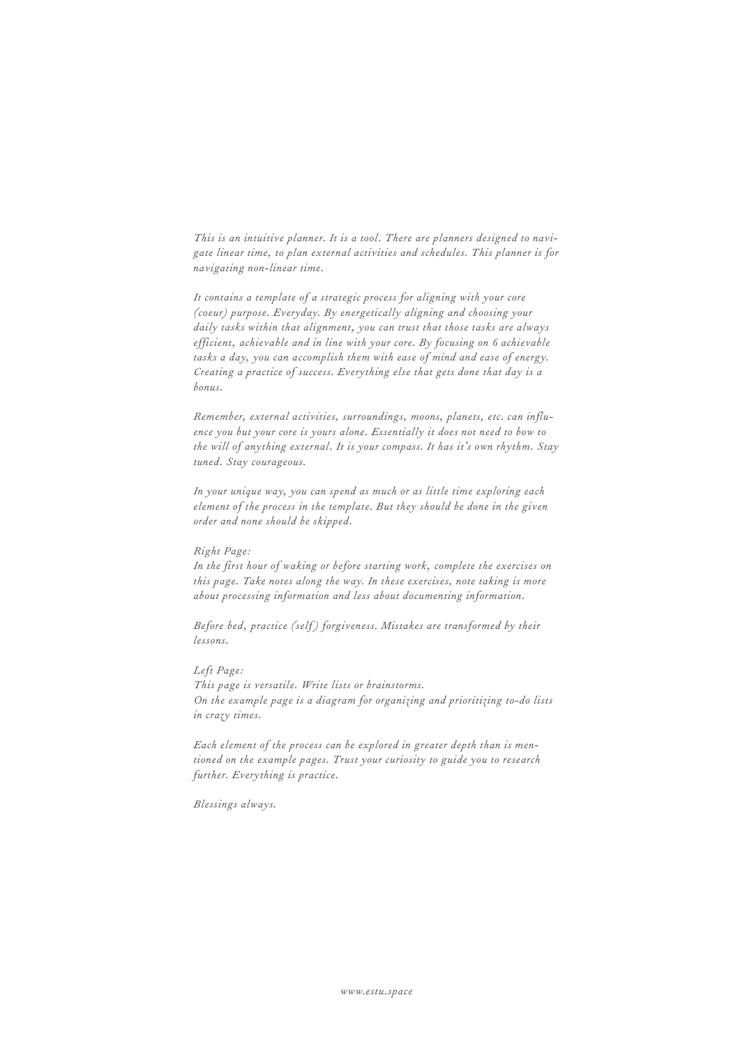*This is an intuitive planner. It is a tool. There are planners designed to navigate linear time, to plan external activities and schedules. This planner is for navigating non-linear time.*

*It contains a template of a strategic process for aligning with your core (coeur) purpose. Everyday. By energetically aligning and choosing your daily tasks within that alignment, you can trust that those tasks are always efficient, achievable and in line with your core. By focusing on 6 achievable tasks a day, you can accomplish them with ease of mind and ease of energy. Creating a practice of success. Everything else that gets done that day is a bonus.*

*Remember, external activities, surroundings, moons, planets, etc. can influence you but your core is yours alone. Essentially it does not need to bow to the will of anything external. It is your compass. It has it's own rhythm. Stay tuned. Stay courageous.*

*In your unique way, you can spend as much or as little time exploring each element of the process in the template. But they should be done in the given order and none should be skipped.*

*Right Page:*
*In the first hour of waking or before starting work, complete the exercises on this page. Take notes along the way. In these exercises, note taking is more about processing information and less about documenting information.*

*Before bed, practice (self) forgiveness. Mistakes are transformed by their lessons.*

*Left Page:*
*This page is versatile. Write lists or brainstorms.*
*On the example page is a diagram for organizing and prioritizing to-do lists in crazy times.*

*Each element of the process can be explored in greater depth than is mentioned on the example pages. Trust your curiosity to guide you to research further. Everything is practice.*

*Blessings always.*

*www.estu.space*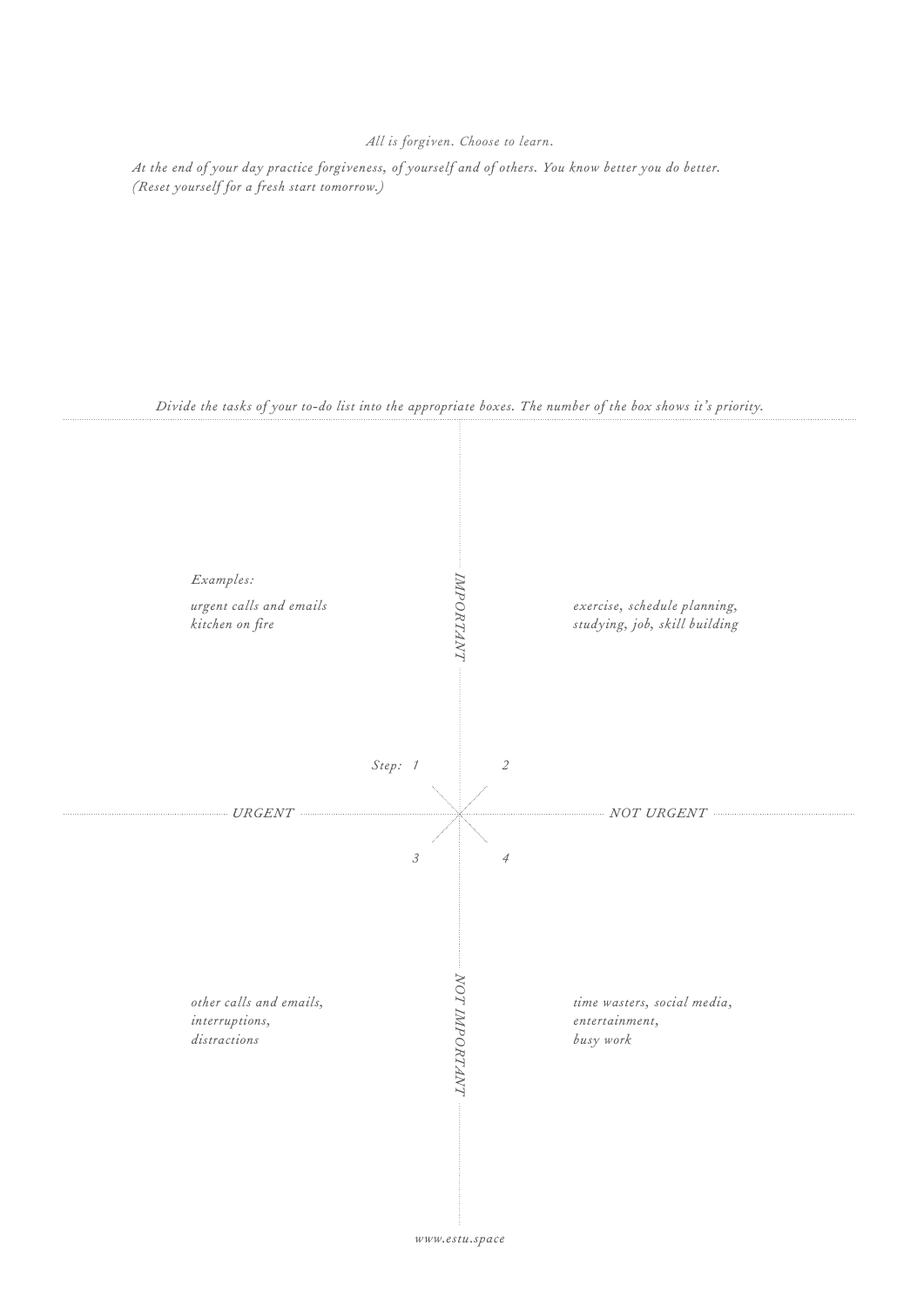*All is forgiven. Choose to learn.*

*At the end of your day practice forgiveness, of yourself and of others. You know better you do better.*
*(Reset yourself for a fresh start tomorrow.)*

*Divide the tasks of your to-do list into the appropriate boxes. The number of the box shows it's priority.*

| | URGENT | NOT URGENT |
|---|---|---|
| **IMPORTANT** | **Step: 1**<br>*Examples:*<br>*urgent calls and emails*<br>*kitchen on fire* | **2**<br>*exercise, schedule planning, studying, job, skill building* |
| **NOT IMPORTANT** | **3**<br>*other calls and emails, interruptions, distractions* | **4**<br>*time wasters, social media, entertainment, busy work* |

*www.estu.space*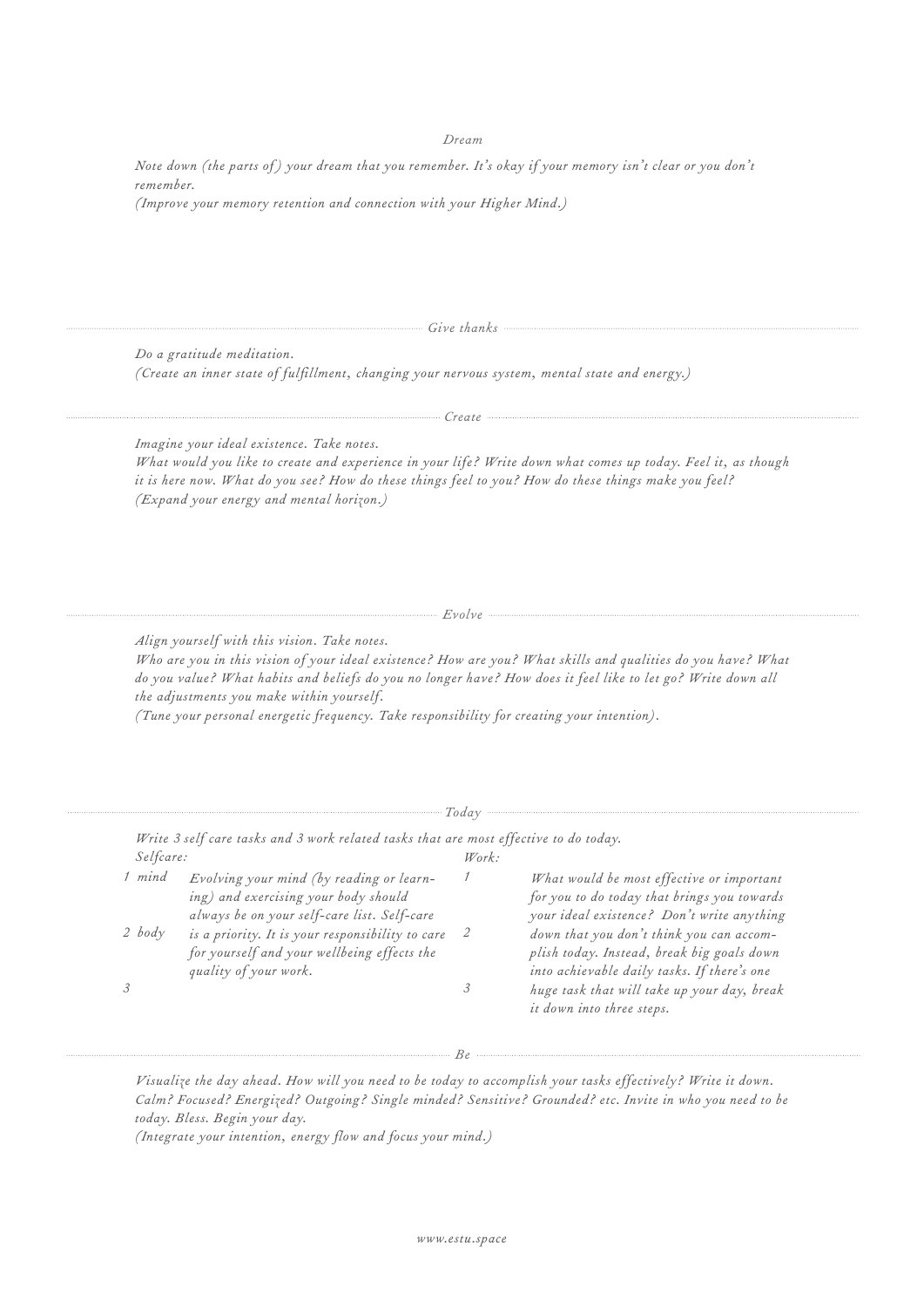## Dream

*Note down (the parts of) your dream that you remember. It's okay if your memory isn't clear or you don't remember.*
*(Improve your memory retention and connection with your Higher Mind.)*

## Give thanks

*Do a gratitude meditation.*
*(Create an inner state of fulfillment, changing your nervous system, mental state and energy.)*

## Create

*Imagine your ideal existence. Take notes.*
*What would you like to create and experience in your life? Write down what comes up today. Feel it, as though it is here now. What do you see? How do these things feel to you? How do these things make you feel?*
*(Expand your energy and mental horizon.)*

## Evolve

*Align yourself with this vision. Take notes.*
*Who are you in this vision of your ideal existence? How are you? What skills and qualities do you have? What do you value? What habits and beliefs do you no longer have? How does it feel like to let go? Write down all the adjustments you make within yourself.*
*(Tune your personal energetic frequency. Take responsibility for creating your intention).*

## Today

*Write 3 self care tasks and 3 work related tasks that are most effective to do today.*

*Selfcare:*

*1 mind*

*2 body*

*3*

*Evolving your mind (by reading or learning) and exercising your body should always be on your self-care list. Self-care is a priority. It is your responsibility to care for yourself and your wellbeing effects the quality of your work.*

*Work:*

*1*

*2*

*3*

*What would be most effective or important for you to do today that brings you towards your ideal existence? Don't write anything down that you don't think you can accomplish today. Instead, break big goals down into achievable daily tasks. If there's one huge task that will take up your day, break it down into three steps.*

## Be

*Visualize the day ahead. How will you need to be today to accomplish your tasks effectively? Write it down. Calm? Focused? Energized? Outgoing? Single minded? Sensitive? Grounded? etc. Invite in who you need to be today. Bless. Begin your day.*
*(Integrate your intention, energy flow and focus your mind.)*

*www.estu.space*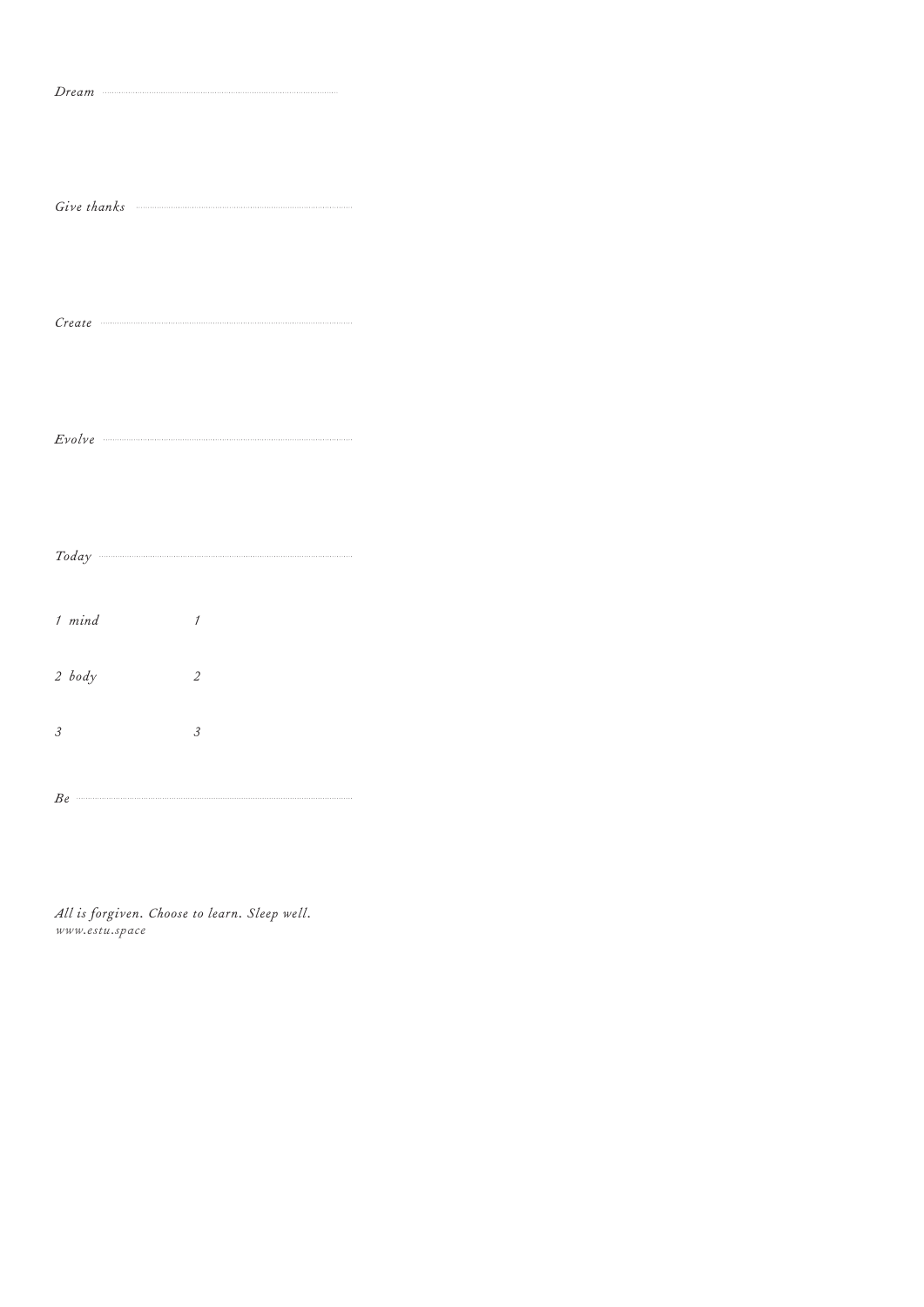*Dream* ..........................................................................................

*Give thanks* ..........................................................................................

*Create* ..........................................................................................

*Evolve* ..........................................................................................

*Today* ..........................................................................................

| | |
|---|---|
| *1 mind* | *1* |
| *2 body* | *2* |
| *3* | *3* |

*Be* ..........................................................................................

*All is forgiven. Choose to learn. Sleep well.*
*www.estu.space*